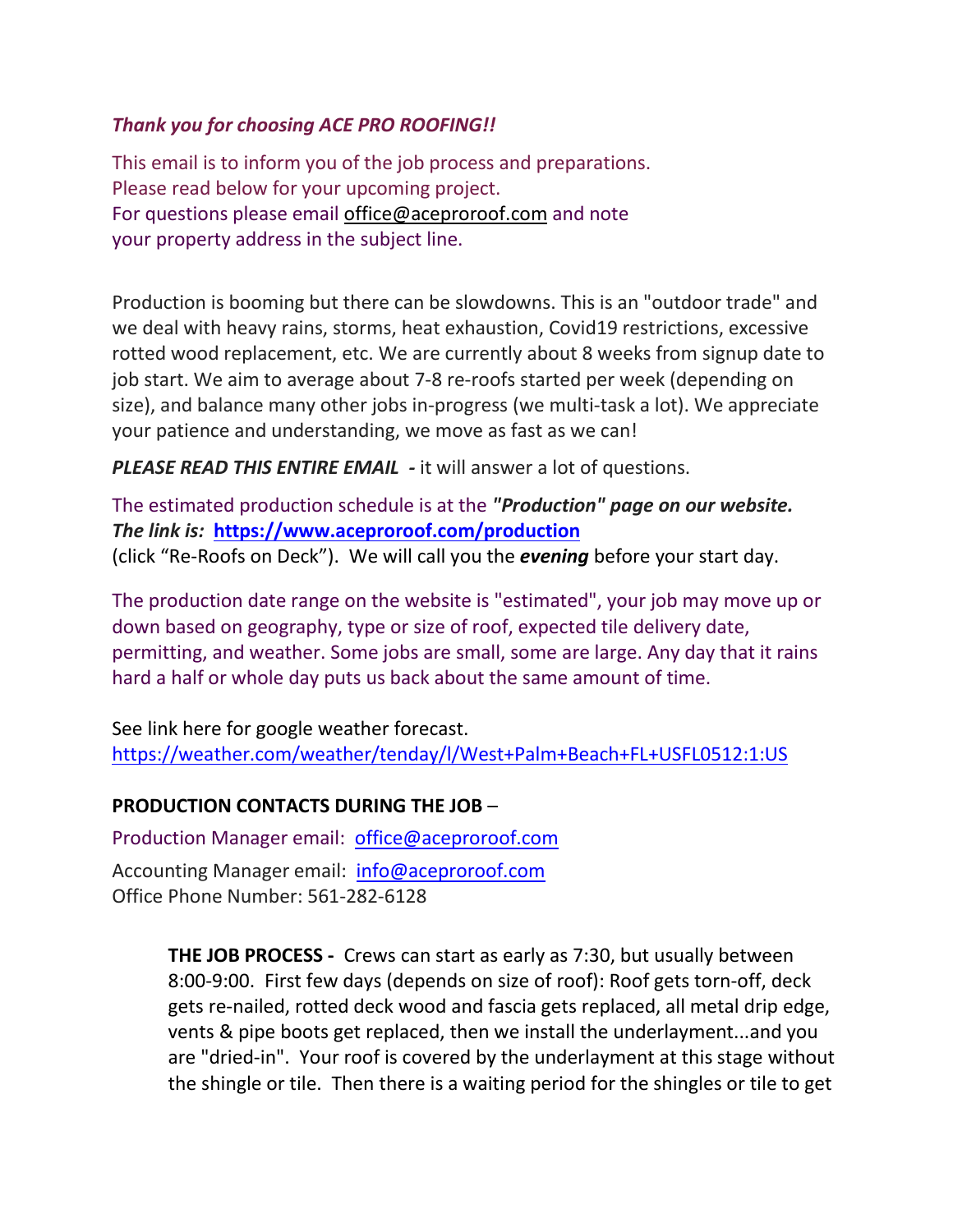***Thank you for choosing ACE PRO ROOFING!!***

This email is to inform you of the job process and preparations.
Please read below for your upcoming project.
For questions please email office@aceproroof.com and note
your property address in the subject line.

Production is booming but there can be slowdowns. This is an "outdoor trade" and we deal with heavy rains, storms, heat exhaustion, Covid19 restrictions, excessive rotted wood replacement, etc. We are currently about 8 weeks from signup date to job start. We aim to average about 7-8 re-roofs started per week (depending on size), and balance many other jobs in-progress (we multi-task a lot). We appreciate your patience and understanding, we move as fast as we can!

***PLEASE READ THIS ENTIRE EMAIL -*** it will answer a lot of questions.

The estimated production schedule is at the ***"Production" page on our website. The link is:*** **https://www.aceproroof.com/production**
(click "Re-Roofs on Deck"). We will call you the ***evening*** before your start day.

The production date range on the website is "estimated", your job may move up or down based on geography, type or size of roof, expected tile delivery date, permitting, and weather. Some jobs are small, some are large. Any day that it rains hard a half or whole day puts us back about the same amount of time.

See link here for google weather forecast.
https://weather.com/weather/tenday/l/West+Palm+Beach+FL+USFL0512:1:US

**PRODUCTION CONTACTS DURING THE JOB** –

Production Manager email: office@aceproroof.com

Accounting Manager email: info@aceproroof.com
Office Phone Number: 561-282-6128

**THE JOB PROCESS -** Crews can start as early as 7:30, but usually between 8:00-9:00. First few days (depends on size of roof): Roof gets torn-off, deck gets re-nailed, rotted deck wood and fascia gets replaced, all metal drip edge, vents & pipe boots get replaced, then we install the underlayment...and you are "dried-in". Your roof is covered by the underlayment at this stage without the shingle or tile. Then there is a waiting period for the shingles or tile to get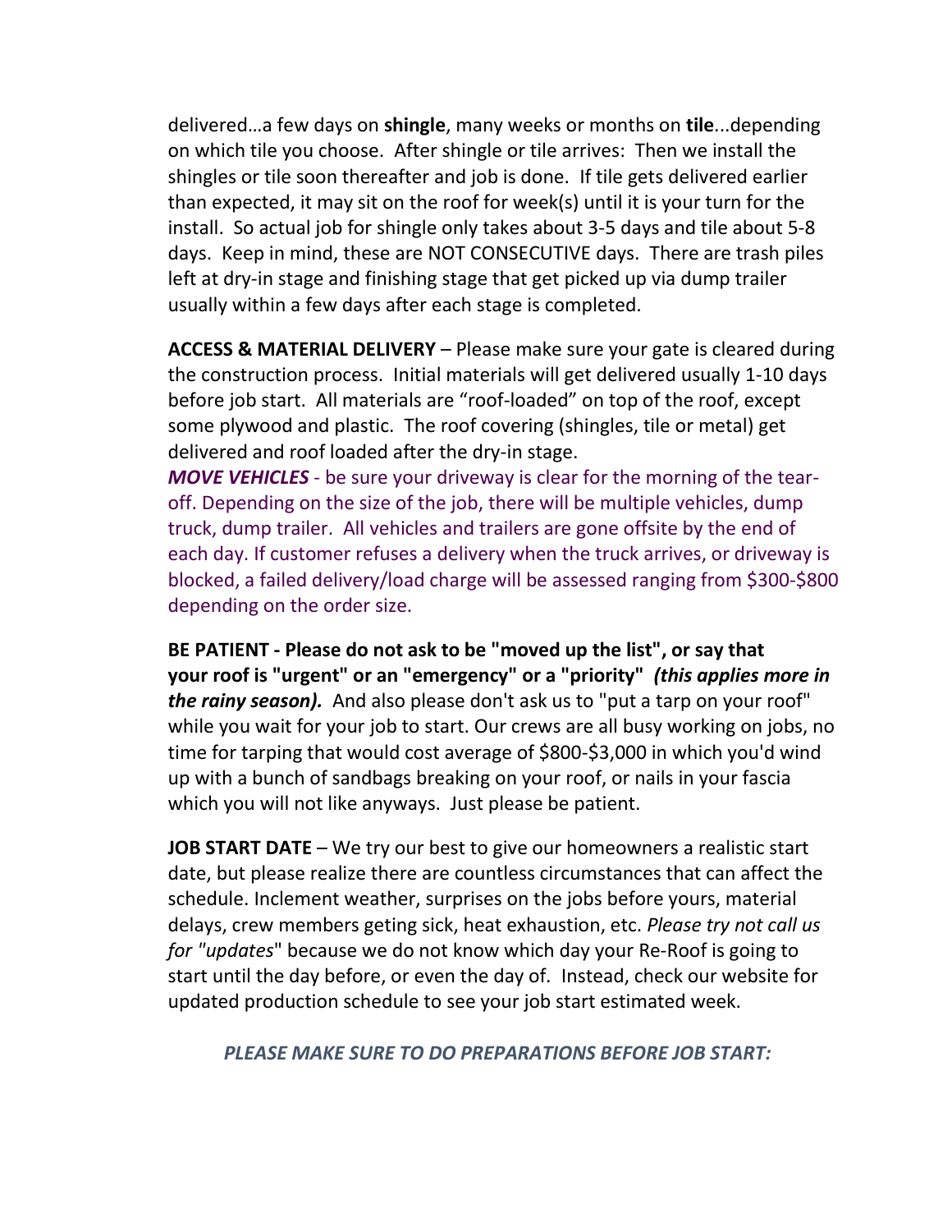delivered…a few days on **shingle**, many weeks or months on **tile**...depending on which tile you choose. After shingle or tile arrives: Then we install the shingles or tile soon thereafter and job is done. If tile gets delivered earlier than expected, it may sit on the roof for week(s) until it is your turn for the install. So actual job for shingle only takes about 3-5 days and tile about 5-8 days. Keep in mind, these are NOT CONSECUTIVE days. There are trash piles left at dry-in stage and finishing stage that get picked up via dump trailer usually within a few days after each stage is completed.

**ACCESS & MATERIAL DELIVERY** – Please make sure your gate is cleared during the construction process. Initial materials will get delivered usually 1-10 days before job start. All materials are "roof-loaded" on top of the roof, except some plywood and plastic. The roof covering (shingles, tile or metal) get delivered and roof loaded after the dry-in stage.

***MOVE VEHICLES*** - be sure your driveway is clear for the morning of the tear-off. Depending on the size of the job, there will be multiple vehicles, dump truck, dump trailer. All vehicles and trailers are gone offsite by the end of each day. If customer refuses a delivery when the truck arrives, or driveway is blocked, a failed delivery/load charge will be assessed ranging from $300-$800 depending on the order size.

**BE PATIENT - Please do not ask to be "moved up the list", or say that your roof is "urgent" or an "emergency" or a "priority"** ***(this applies more in the rainy season).*** And also please don't ask us to "put a tarp on your roof" while you wait for your job to start. Our crews are all busy working on jobs, no time for tarping that would cost average of $800-$3,000 in which you'd wind up with a bunch of sandbags breaking on your roof, or nails in your fascia which you will not like anyways. Just please be patient.

**JOB START DATE** – We try our best to give our homeowners a realistic start date, but please realize there are countless circumstances that can affect the schedule. Inclement weather, surprises on the jobs before yours, material delays, crew members geting sick, heat exhaustion, etc. *Please try not call us for "updates*" because we do not know which day your Re-Roof is going to start until the day before, or even the day of. Instead, check our website for updated production schedule to see your job start estimated week.

***PLEASE MAKE SURE TO DO PREPARATIONS BEFORE JOB START:***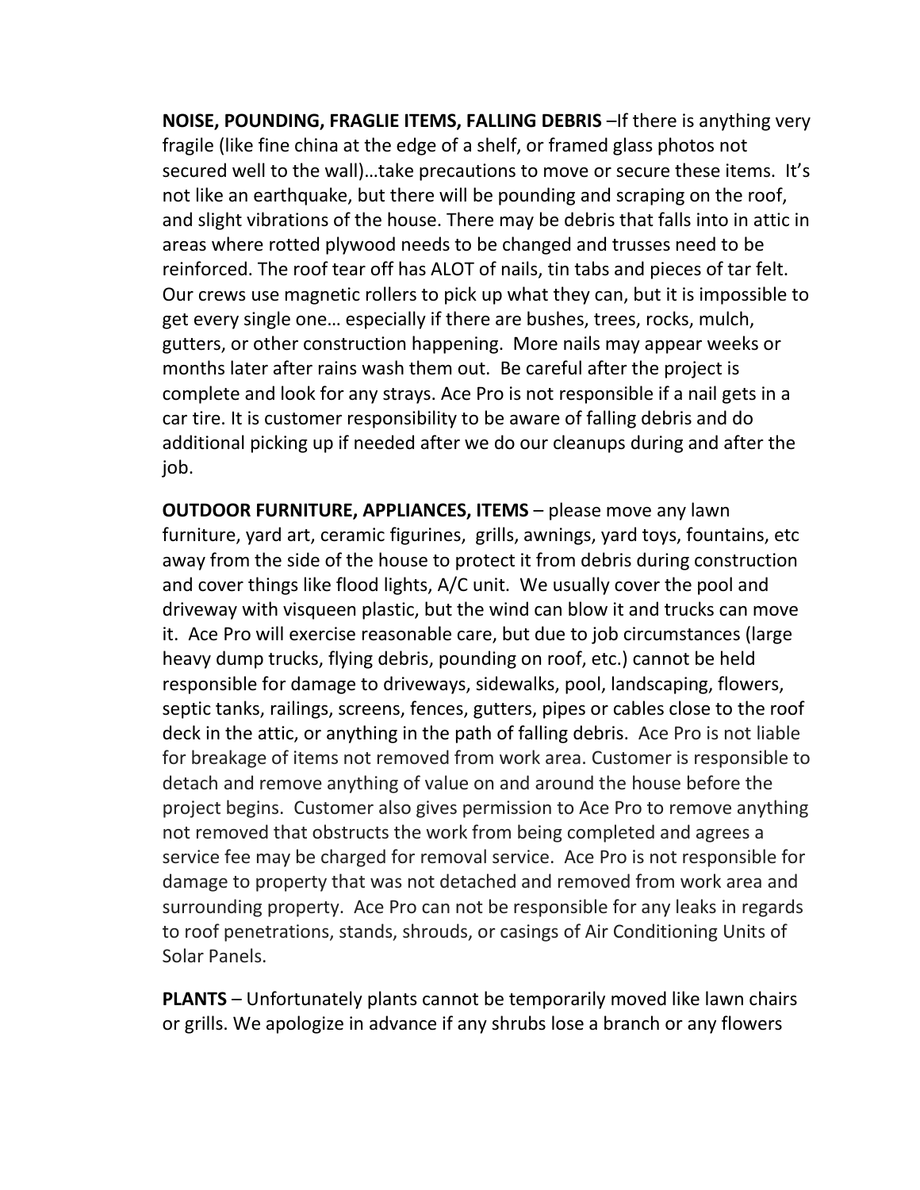**NOISE, POUNDING, FRAGLIE ITEMS, FALLING DEBRIS** –If there is anything very fragile (like fine china at the edge of a shelf, or framed glass photos not secured well to the wall)…take precautions to move or secure these items. It's not like an earthquake, but there will be pounding and scraping on the roof, and slight vibrations of the house. There may be debris that falls into in attic in areas where rotted plywood needs to be changed and trusses need to be reinforced. The roof tear off has ALOT of nails, tin tabs and pieces of tar felt. Our crews use magnetic rollers to pick up what they can, but it is impossible to get every single one… especially if there are bushes, trees, rocks, mulch, gutters, or other construction happening. More nails may appear weeks or months later after rains wash them out. Be careful after the project is complete and look for any strays. Ace Pro is not responsible if a nail gets in a car tire. It is customer responsibility to be aware of falling debris and do additional picking up if needed after we do our cleanups during and after the job.

**OUTDOOR FURNITURE, APPLIANCES, ITEMS** – please move any lawn furniture, yard art, ceramic figurines, grills, awnings, yard toys, fountains, etc away from the side of the house to protect it from debris during construction and cover things like flood lights, A/C unit. We usually cover the pool and driveway with visqueen plastic, but the wind can blow it and trucks can move it. Ace Pro will exercise reasonable care, but due to job circumstances (large heavy dump trucks, flying debris, pounding on roof, etc.) cannot be held responsible for damage to driveways, sidewalks, pool, landscaping, flowers, septic tanks, railings, screens, fences, gutters, pipes or cables close to the roof deck in the attic, or anything in the path of falling debris. Ace Pro is not liable for breakage of items not removed from work area. Customer is responsible to detach and remove anything of value on and around the house before the project begins. Customer also gives permission to Ace Pro to remove anything not removed that obstructs the work from being completed and agrees a service fee may be charged for removal service. Ace Pro is not responsible for damage to property that was not detached and removed from work area and surrounding property. Ace Pro can not be responsible for any leaks in regards to roof penetrations, stands, shrouds, or casings of Air Conditioning Units of Solar Panels.

**PLANTS** – Unfortunately plants cannot be temporarily moved like lawn chairs or grills. We apologize in advance if any shrubs lose a branch or any flowers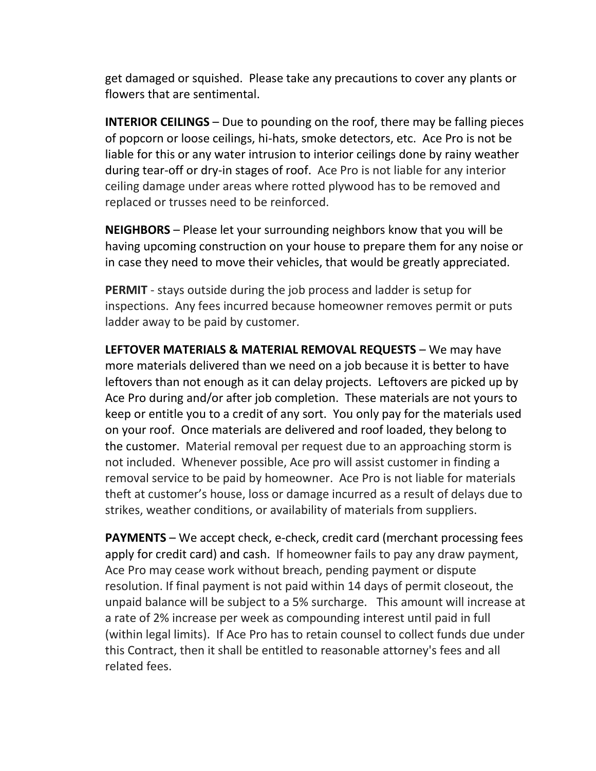get damaged or squished. Please take any precautions to cover any plants or flowers that are sentimental.

**INTERIOR CEILINGS** – Due to pounding on the roof, there may be falling pieces of popcorn or loose ceilings, hi-hats, smoke detectors, etc. Ace Pro is not be liable for this or any water intrusion to interior ceilings done by rainy weather during tear-off or dry-in stages of roof. Ace Pro is not liable for any interior ceiling damage under areas where rotted plywood has to be removed and replaced or trusses need to be reinforced.

**NEIGHBORS** – Please let your surrounding neighbors know that you will be having upcoming construction on your house to prepare them for any noise or in case they need to move their vehicles, that would be greatly appreciated.

**PERMIT** - stays outside during the job process and ladder is setup for inspections. Any fees incurred because homeowner removes permit or puts ladder away to be paid by customer.

**LEFTOVER MATERIALS & MATERIAL REMOVAL REQUESTS** – We may have more materials delivered than we need on a job because it is better to have leftovers than not enough as it can delay projects. Leftovers are picked up by Ace Pro during and/or after job completion. These materials are not yours to keep or entitle you to a credit of any sort. You only pay for the materials used on your roof. Once materials are delivered and roof loaded, they belong to the customer. Material removal per request due to an approaching storm is not included. Whenever possible, Ace pro will assist customer in finding a removal service to be paid by homeowner. Ace Pro is not liable for materials theft at customer's house, loss or damage incurred as a result of delays due to strikes, weather conditions, or availability of materials from suppliers.

**PAYMENTS** – We accept check, e-check, credit card (merchant processing fees apply for credit card) and cash. If homeowner fails to pay any draw payment, Ace Pro may cease work without breach, pending payment or dispute resolution. If final payment is not paid within 14 days of permit closeout, the unpaid balance will be subject to a 5% surcharge. This amount will increase at a rate of 2% increase per week as compounding interest until paid in full (within legal limits). If Ace Pro has to retain counsel to collect funds due under this Contract, then it shall be entitled to reasonable attorney's fees and all related fees.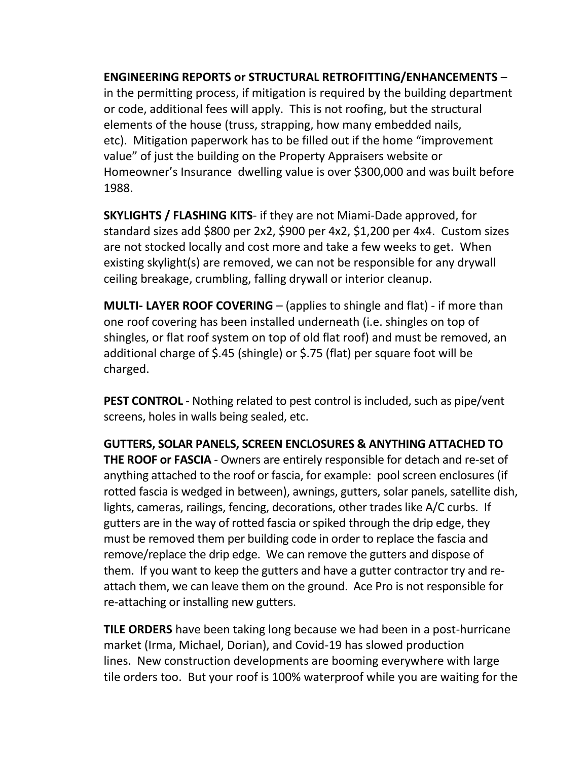**ENGINEERING REPORTS or STRUCTURAL RETROFITTING/ENHANCEMENTS** – in the permitting process, if mitigation is required by the building department or code, additional fees will apply. This is not roofing, but the structural elements of the house (truss, strapping, how many embedded nails, etc). Mitigation paperwork has to be filled out if the home "improvement value" of just the building on the Property Appraisers website or Homeowner's Insurance dwelling value is over $300,000 and was built before 1988.

**SKYLIGHTS / FLASHING KITS**- if they are not Miami-Dade approved, for standard sizes add $800 per 2x2, $900 per 4x2, $1,200 per 4x4. Custom sizes are not stocked locally and cost more and take a few weeks to get. When existing skylight(s) are removed, we can not be responsible for any drywall ceiling breakage, crumbling, falling drywall or interior cleanup.

**MULTI- LAYER ROOF COVERING** – (applies to shingle and flat) - if more than one roof covering has been installed underneath (i.e. shingles on top of shingles, or flat roof system on top of old flat roof) and must be removed, an additional charge of $.45 (shingle) or $.75 (flat) per square foot will be charged.

**PEST CONTROL** - Nothing related to pest control is included, such as pipe/vent screens, holes in walls being sealed, etc.

**GUTTERS, SOLAR PANELS, SCREEN ENCLOSURES & ANYTHING ATTACHED TO THE ROOF or FASCIA** - Owners are entirely responsible for detach and re-set of anything attached to the roof or fascia, for example: pool screen enclosures (if rotted fascia is wedged in between), awnings, gutters, solar panels, satellite dish, lights, cameras, railings, fencing, decorations, other trades like A/C curbs. If gutters are in the way of rotted fascia or spiked through the drip edge, they must be removed them per building code in order to replace the fascia and remove/replace the drip edge. We can remove the gutters and dispose of them. If you want to keep the gutters and have a gutter contractor try and re-attach them, we can leave them on the ground. Ace Pro is not responsible for re-attaching or installing new gutters.

**TILE ORDERS** have been taking long because we had been in a post-hurricane market (Irma, Michael, Dorian), and Covid-19 has slowed production lines. New construction developments are booming everywhere with large tile orders too. But your roof is 100% waterproof while you are waiting for the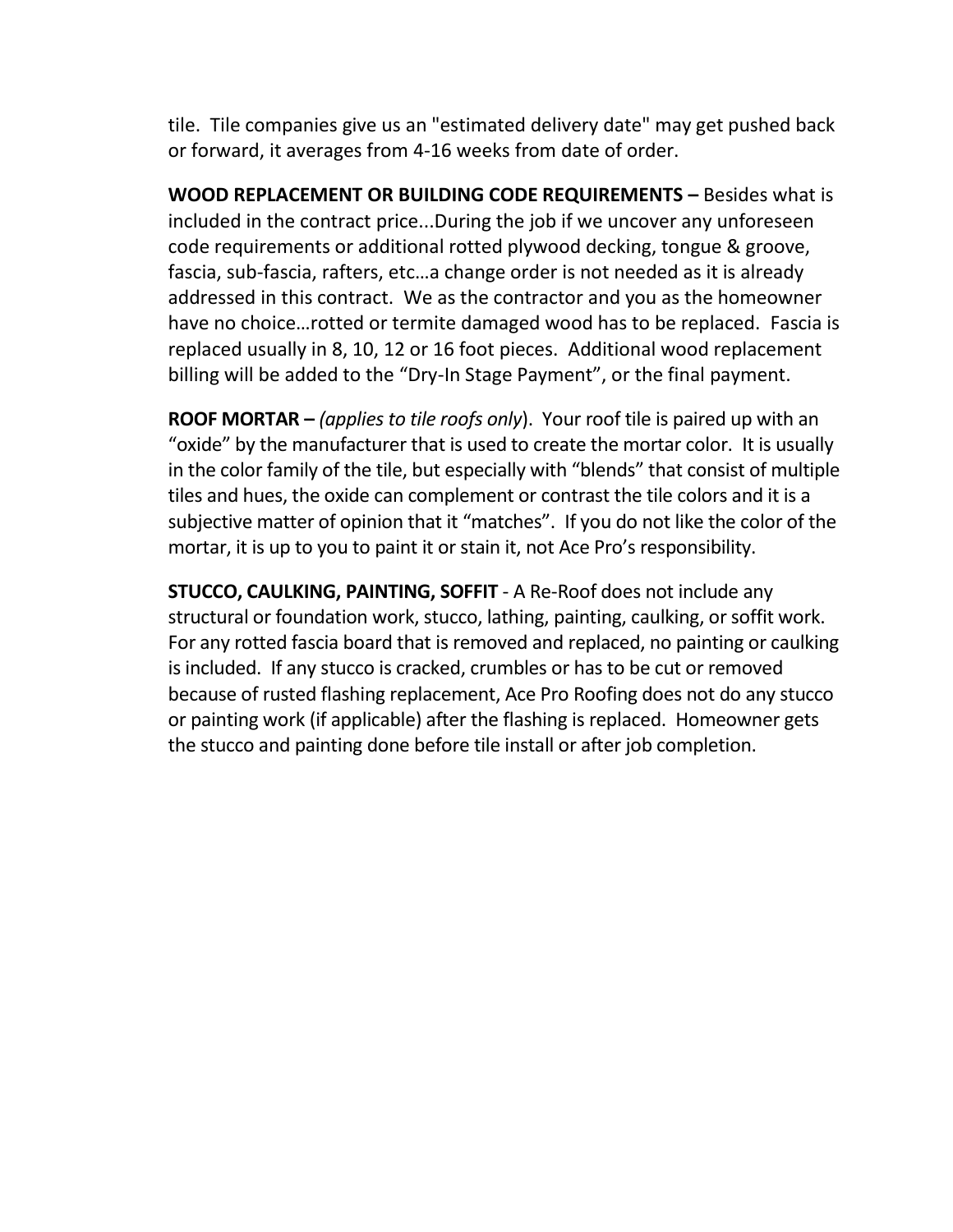tile. Tile companies give us an "estimated delivery date" may get pushed back or forward, it averages from 4-16 weeks from date of order.

**WOOD REPLACEMENT OR BUILDING CODE REQUIREMENTS –** Besides what is included in the contract price...During the job if we uncover any unforeseen code requirements or additional rotted plywood decking, tongue & groove, fascia, sub-fascia, rafters, etc…a change order is not needed as it is already addressed in this contract. We as the contractor and you as the homeowner have no choice…rotted or termite damaged wood has to be replaced. Fascia is replaced usually in 8, 10, 12 or 16 foot pieces. Additional wood replacement billing will be added to the "Dry-In Stage Payment", or the final payment.

**ROOF MORTAR –** *(applies to tile roofs only)*. Your roof tile is paired up with an "oxide" by the manufacturer that is used to create the mortar color. It is usually in the color family of the tile, but especially with "blends" that consist of multiple tiles and hues, the oxide can complement or contrast the tile colors and it is a subjective matter of opinion that it "matches". If you do not like the color of the mortar, it is up to you to paint it or stain it, not Ace Pro's responsibility.

**STUCCO, CAULKING, PAINTING, SOFFIT** - A Re-Roof does not include any structural or foundation work, stucco, lathing, painting, caulking, or soffit work. For any rotted fascia board that is removed and replaced, no painting or caulking is included. If any stucco is cracked, crumbles or has to be cut or removed because of rusted flashing replacement, Ace Pro Roofing does not do any stucco or painting work (if applicable) after the flashing is replaced. Homeowner gets the stucco and painting done before tile install or after job completion.